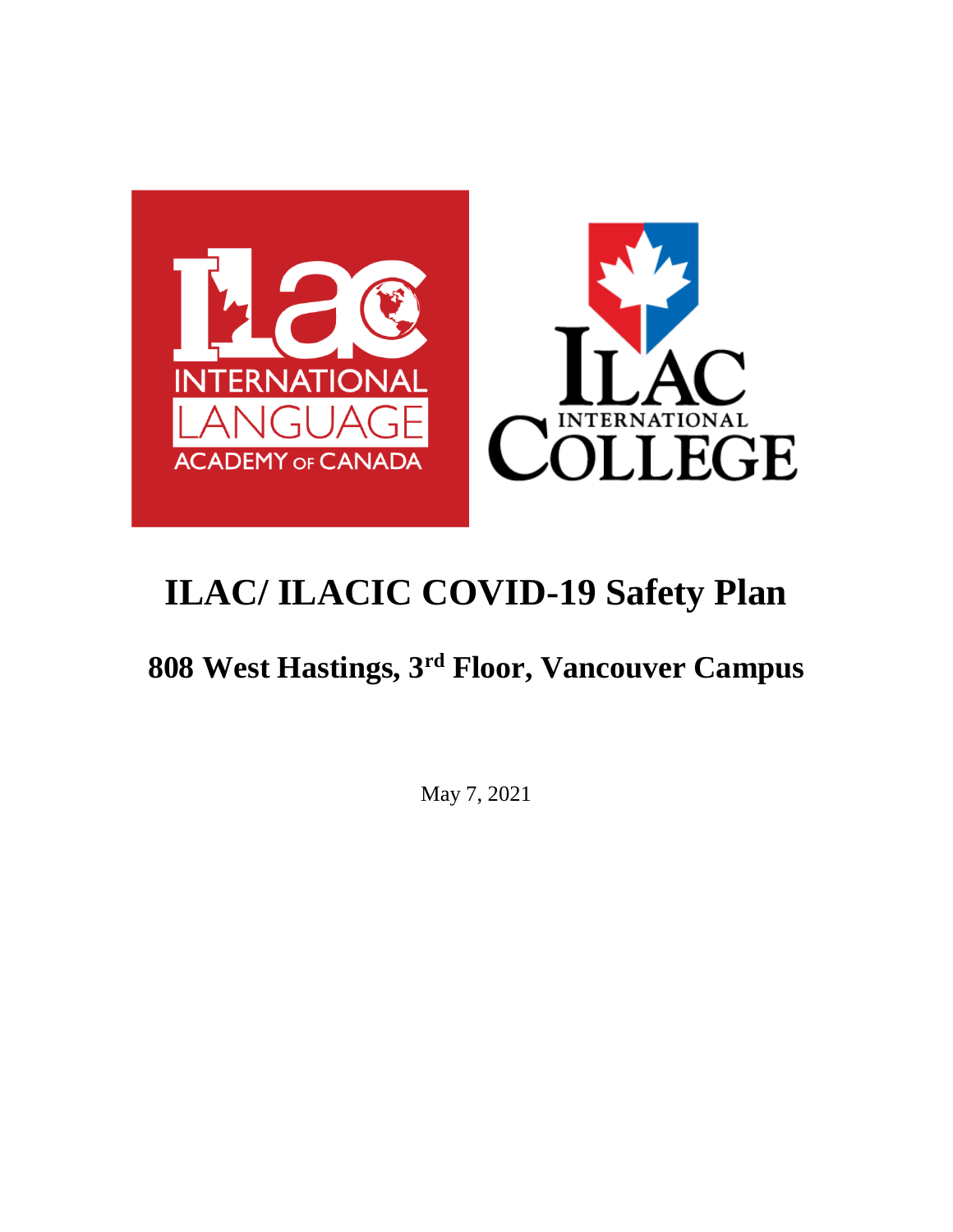# ILAC/ ILACIC COVID-19 Safety Plan

## 808 West Hastings, 3rd Floor, Vancouver Campus

May 7, 2021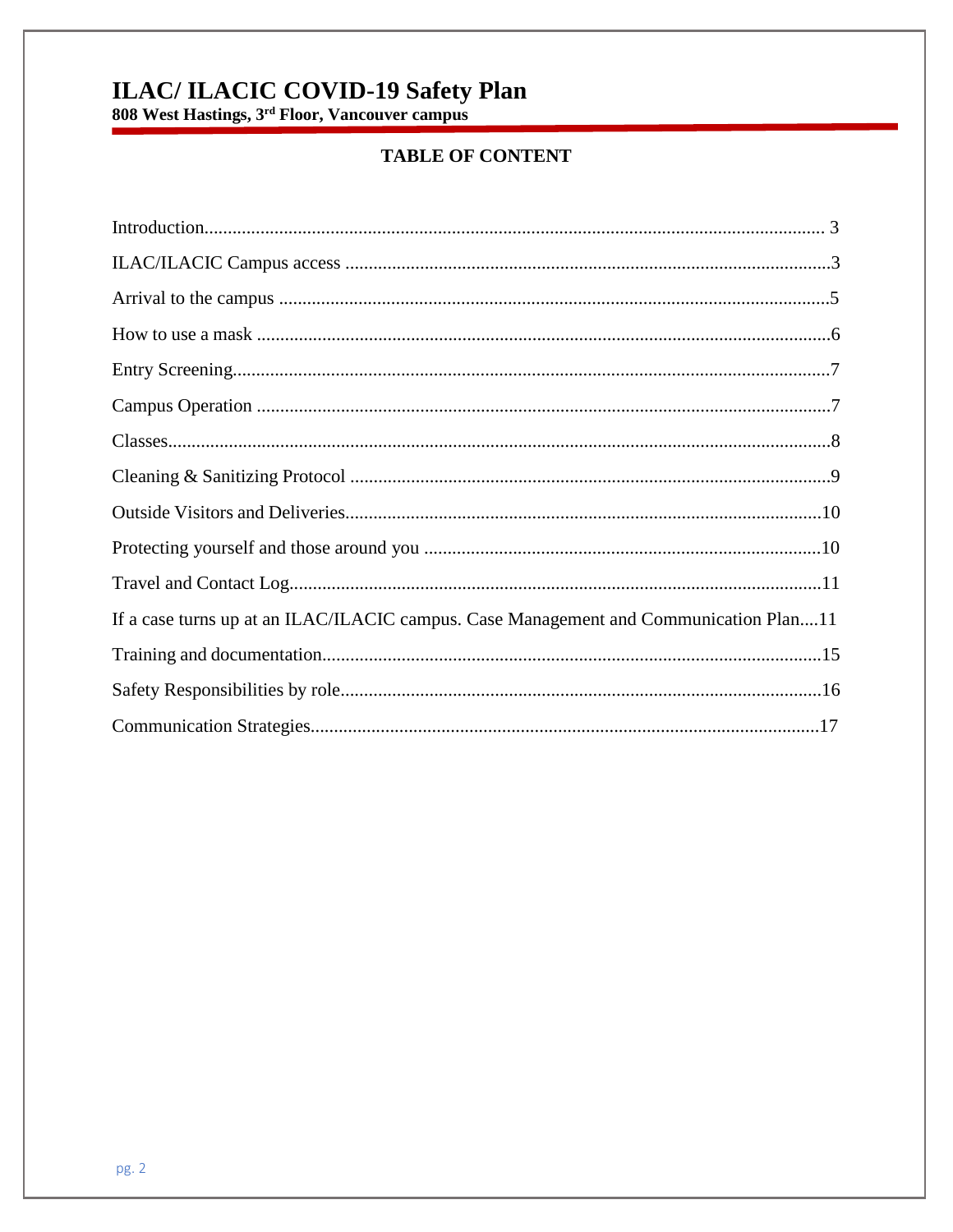# ILAC/ ILACIC COVID-19 Safety Plan

**808 West Hastings, 3rd Floor, Vancouver campus**

## TABLE OF CONTENT

Introduction.................................................................................................................................. 3

ILAC/ILACIC Campus access .......................................................................................................3

Arrival to the campus .....................................................................................................................5

How to use a mask ..........................................................................................................................6

Entry Screening...............................................................................................................................7

Campus Operation ..........................................................................................................................7

Classes.............................................................................................................................................8

Cleaning & Sanitizing Protocol ......................................................................................................9

Outside Visitors and Deliveries......................................................................................................10

Protecting yourself and those around you .....................................................................................10

Travel and Contact Log..................................................................................................................11

If a case turns up at an ILAC/ILACIC campus. Case Management and Communication Plan....11

Training and documentation...........................................................................................................15

Safety Responsibilities by role.......................................................................................................16

Communication Strategies.............................................................................................................17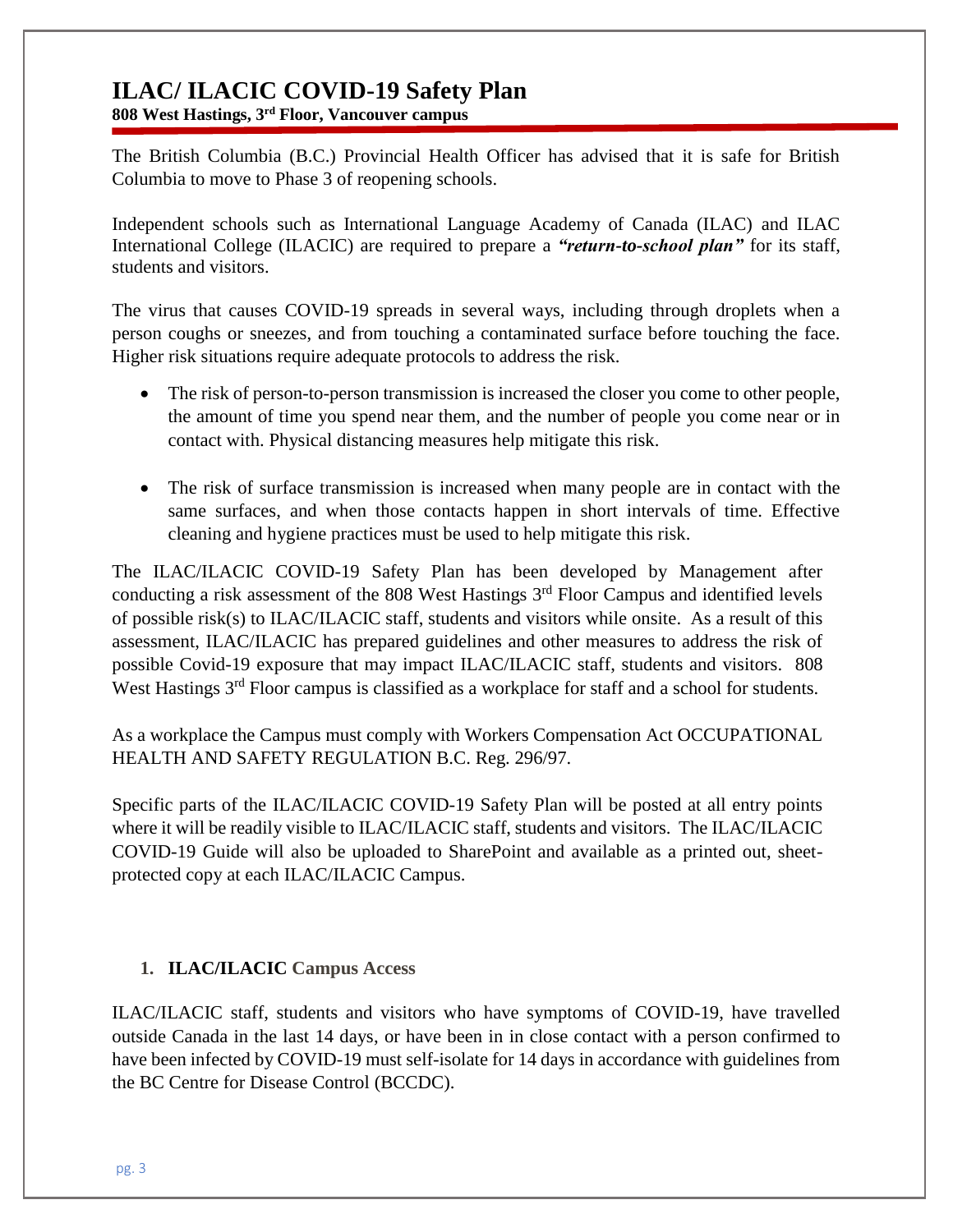# ILAC/ ILACIC COVID-19 Safety Plan

**808 West Hastings, 3rd Floor, Vancouver campus**

The British Columbia (B.C.) Provincial Health Officer has advised that it is safe for British Columbia to move to Phase 3 of reopening schools.

Independent schools such as International Language Academy of Canada (ILAC) and ILAC International College (ILACIC) are required to prepare a ***"return-to-school plan"*** for its staff, students and visitors.

The virus that causes COVID-19 spreads in several ways, including through droplets when a person coughs or sneezes, and from touching a contaminated surface before touching the face. Higher risk situations require adequate protocols to address the risk.

- The risk of person-to-person transmission is increased the closer you come to other people, the amount of time you spend near them, and the number of people you come near or in contact with. Physical distancing measures help mitigate this risk.
- The risk of surface transmission is increased when many people are in contact with the same surfaces, and when those contacts happen in short intervals of time. Effective cleaning and hygiene practices must be used to help mitigate this risk.

The ILAC/ILACIC COVID-19 Safety Plan has been developed by Management after conducting a risk assessment of the 808 West Hastings 3rd Floor Campus and identified levels of possible risk(s) to ILAC/ILACIC staff, students and visitors while onsite. As a result of this assessment, ILAC/ILACIC has prepared guidelines and other measures to address the risk of possible Covid-19 exposure that may impact ILAC/ILACIC staff, students and visitors. 808 West Hastings 3rd Floor campus is classified as a workplace for staff and a school for students.

As a workplace the Campus must comply with Workers Compensation Act OCCUPATIONAL HEALTH AND SAFETY REGULATION B.C. Reg. 296/97.

Specific parts of the ILAC/ILACIC COVID-19 Safety Plan will be posted at all entry points where it will be readily visible to ILAC/ILACIC staff, students and visitors. The ILAC/ILACIC COVID-19 Guide will also be uploaded to SharePoint and available as a printed out, sheet-protected copy at each ILAC/ILACIC Campus.

## 1. ILAC/ILACIC Campus Access

ILAC/ILACIC staff, students and visitors who have symptoms of COVID-19, have travelled outside Canada in the last 14 days, or have been in in close contact with a person confirmed to have been infected by COVID-19 must self-isolate for 14 days in accordance with guidelines from the BC Centre for Disease Control (BCCDC).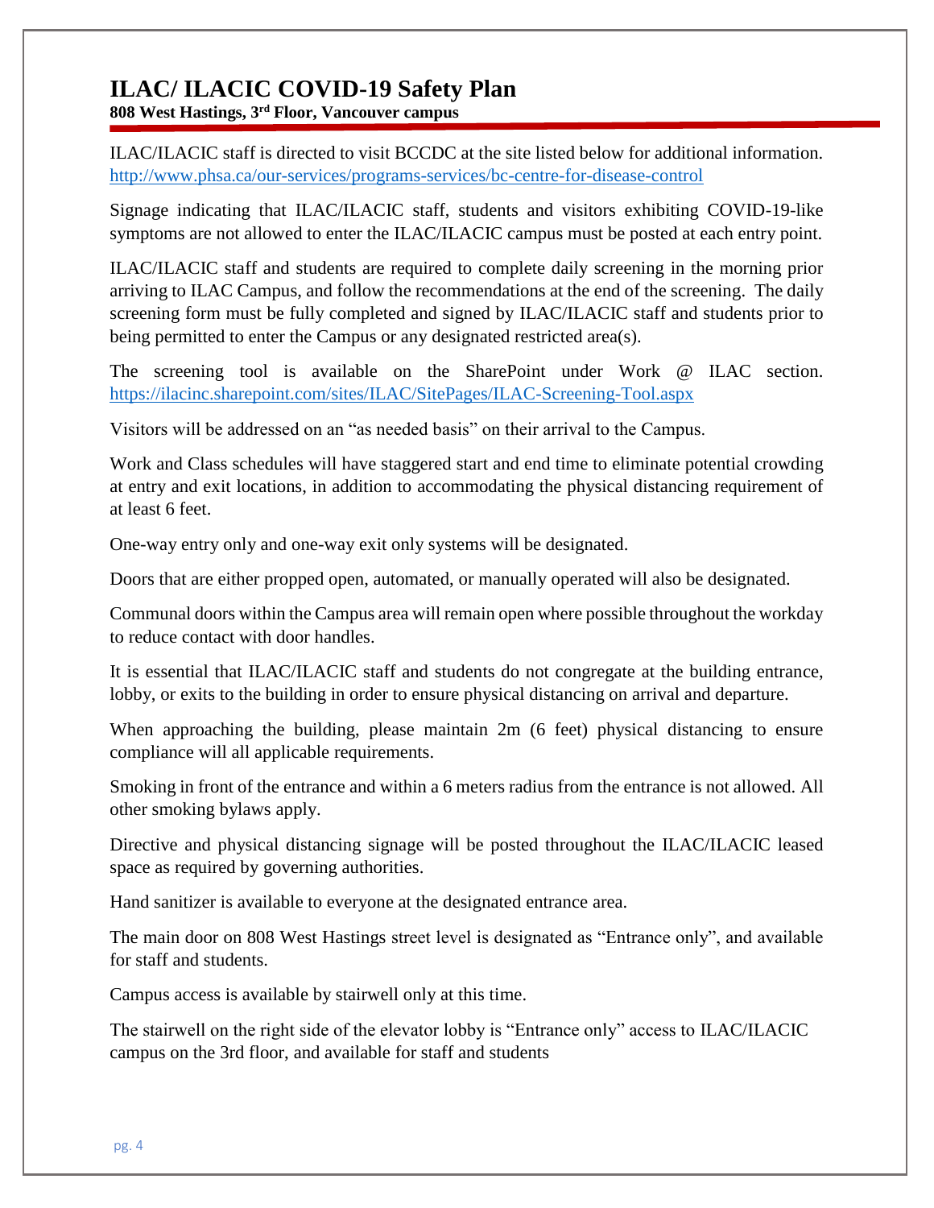# ILAC/ ILACIC COVID-19 Safety Plan

**808 West Hastings, 3rd Floor, Vancouver campus**

ILAC/ILACIC staff is directed to visit BCCDC at the site listed below for additional information. http://www.phsa.ca/our-services/programs-services/bc-centre-for-disease-control

Signage indicating that ILAC/ILACIC staff, students and visitors exhibiting COVID-19-like symptoms are not allowed to enter the ILAC/ILACIC campus must be posted at each entry point.

ILAC/ILACIC staff and students are required to complete daily screening in the morning prior arriving to ILAC Campus, and follow the recommendations at the end of the screening. The daily screening form must be fully completed and signed by ILAC/ILACIC staff and students prior to being permitted to enter the Campus or any designated restricted area(s).

The screening tool is available on the SharePoint under Work @ ILAC section. https://ilacinc.sharepoint.com/sites/ILAC/SitePages/ILAC-Screening-Tool.aspx

Visitors will be addressed on an "as needed basis" on their arrival to the Campus.

Work and Class schedules will have staggered start and end time to eliminate potential crowding at entry and exit locations, in addition to accommodating the physical distancing requirement of at least 6 feet.

One-way entry only and one-way exit only systems will be designated.

Doors that are either propped open, automated, or manually operated will also be designated.

Communal doors within the Campus area will remain open where possible throughout the workday to reduce contact with door handles.

It is essential that ILAC/ILACIC staff and students do not congregate at the building entrance, lobby, or exits to the building in order to ensure physical distancing on arrival and departure.

When approaching the building, please maintain 2m (6 feet) physical distancing to ensure compliance will all applicable requirements.

Smoking in front of the entrance and within a 6 meters radius from the entrance is not allowed. All other smoking bylaws apply.

Directive and physical distancing signage will be posted throughout the ILAC/ILACIC leased space as required by governing authorities.

Hand sanitizer is available to everyone at the designated entrance area.

The main door on 808 West Hastings street level is designated as "Entrance only", and available for staff and students.

Campus access is available by stairwell only at this time.

The stairwell on the right side of the elevator lobby is "Entrance only" access to ILAC/ILACIC campus on the 3rd floor, and available for staff and students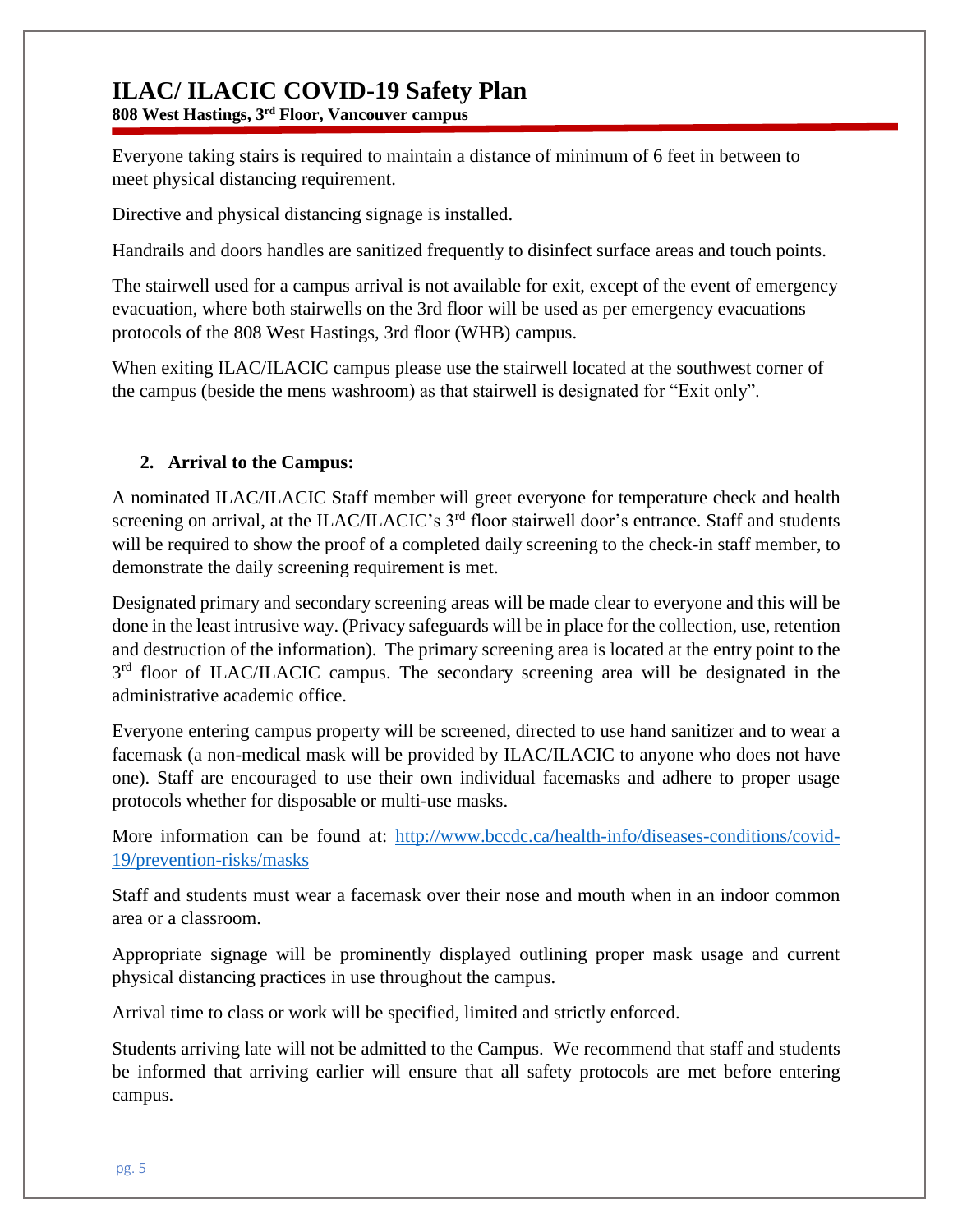Everyone taking stairs is required to maintain a distance of minimum of 6 feet in between to meet physical distancing requirement.

Directive and physical distancing signage is installed.

Handrails and doors handles are sanitized frequently to disinfect surface areas and touch points.

The stairwell used for a campus arrival is not available for exit, except of the event of emergency evacuation, where both stairwells on the 3rd floor will be used as per emergency evacuations protocols of the 808 West Hastings, 3rd floor (WHB) campus.

When exiting ILAC/ILACIC campus please use the stairwell located at the southwest corner of the campus (beside the mens washroom) as that stairwell is designated for "Exit only".

## 2. Arrival to the Campus:

A nominated ILAC/ILACIC Staff member will greet everyone for temperature check and health screening on arrival, at the ILAC/ILACIC's 3rd floor stairwell door's entrance. Staff and students will be required to show the proof of a completed daily screening to the check-in staff member, to demonstrate the daily screening requirement is met.

Designated primary and secondary screening areas will be made clear to everyone and this will be done in the least intrusive way. (Privacy safeguards will be in place for the collection, use, retention and destruction of the information). The primary screening area is located at the entry point to the 3rd floor of ILAC/ILACIC campus. The secondary screening area will be designated in the administrative academic office.

Everyone entering campus property will be screened, directed to use hand sanitizer and to wear a facemask (a non-medical mask will be provided by ILAC/ILACIC to anyone who does not have one). Staff are encouraged to use their own individual facemasks and adhere to proper usage protocols whether for disposable or multi-use masks.

More information can be found at: http://www.bccdc.ca/health-info/diseases-conditions/covid-19/prevention-risks/masks

Staff and students must wear a facemask over their nose and mouth when in an indoor common area or a classroom.

Appropriate signage will be prominently displayed outlining proper mask usage and current physical distancing practices in use throughout the campus.

Arrival time to class or work will be specified, limited and strictly enforced.

Students arriving late will not be admitted to the Campus. We recommend that staff and students be informed that arriving earlier will ensure that all safety protocols are met before entering campus.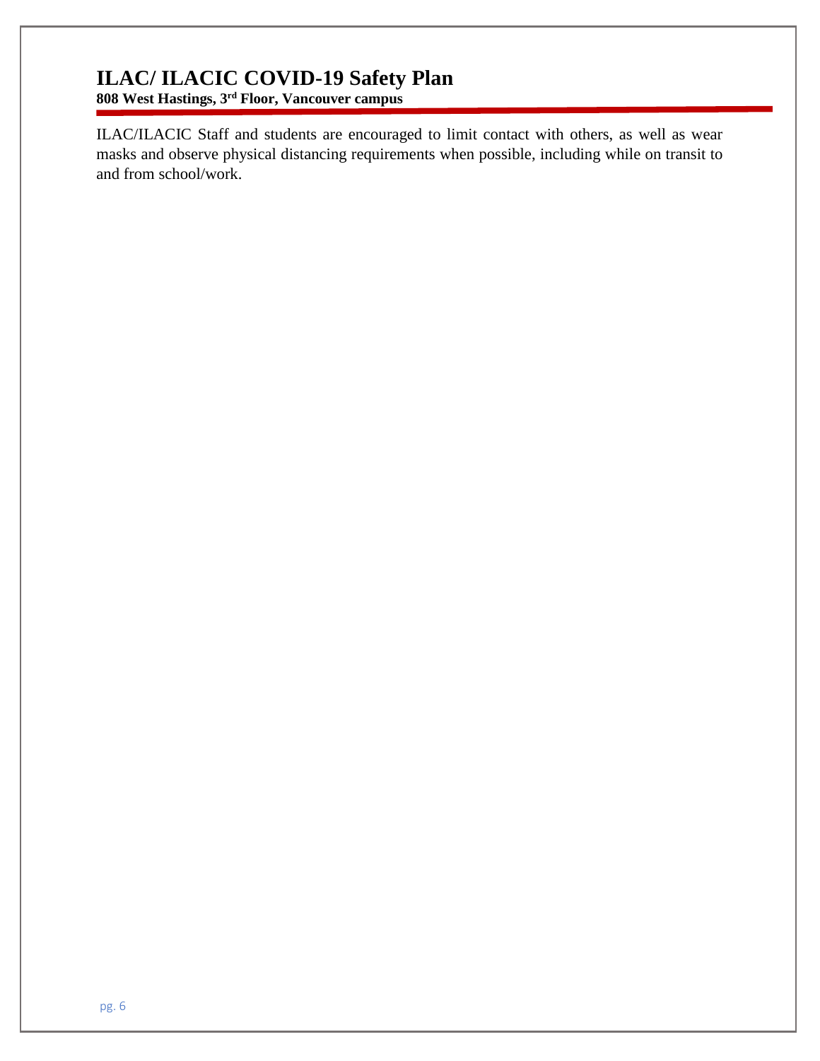ILAC/ILACIC Staff and students are encouraged to limit contact with others, as well as wear masks and observe physical distancing requirements when possible, including while on transit to and from school/work.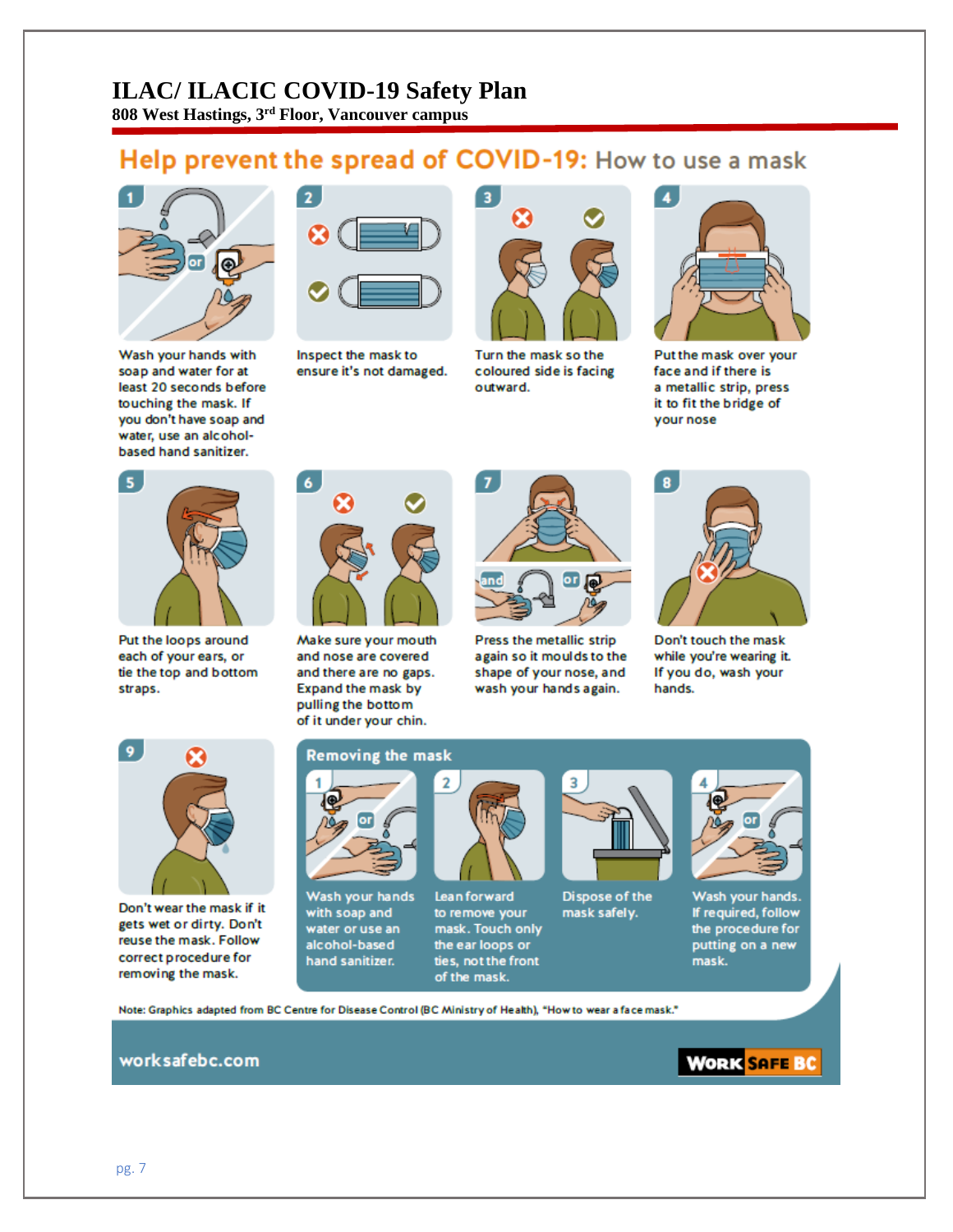# ILAC/ ILACIC COVID-19 Safety Plan

**808 West Hastings, 3rd Floor, Vancouver campus**

## Help prevent the spread of COVID-19: How to use a mask

1. Wash your hands with soap and water for at least 20 seconds before touching the mask. If you don't have soap and water, use an alcohol-based hand sanitizer.
2. Inspect the mask to ensure it's not damaged.
3. Turn the mask so the coloured side is facing outward.
4. Put the mask over your face and if there is a metallic strip, press it to fit the bridge of your nose
5. Put the loops around each of your ears, or tie the top and bottom straps.
6. Make sure your mouth and nose are covered and there are no gaps. Expand the mask by pulling the bottom of it under your chin.
7. Press the metallic strip again so it moulds to the shape of your nose, and wash your hands again.
8. Don't touch the mask while you're wearing it. If you do, wash your hands.
9. Don't wear the mask if it gets wet or dirty. Don't reuse the mask. Follow correct procedure for removing the mask.

### Removing the mask

1. Wash your hands with soap and water or use an alcohol-based hand sanitizer.
2. Lean forward to remove your mask. Touch only the ear loops or ties, not the front of the mask.
3. Dispose of the mask safely.
4. Wash your hands. If required, follow the procedure for putting on a new mask.

Note: Graphics adapted from BC Centre for Disease Control (BC Ministry of Health), "How to wear a face mask."

worksafebc.com

WORK SAFE BC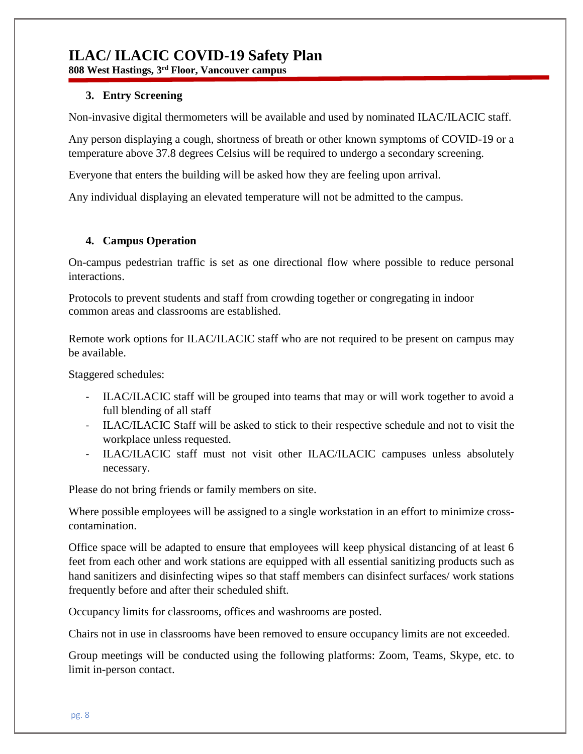### 3. Entry Screening

Non-invasive digital thermometers will be available and used by nominated ILAC/ILACIC staff.

Any person displaying a cough, shortness of breath or other known symptoms of COVID-19 or a temperature above 37.8 degrees Celsius will be required to undergo a secondary screening.

Everyone that enters the building will be asked how they are feeling upon arrival.

Any individual displaying an elevated temperature will not be admitted to the campus.

### 4. Campus Operation

On-campus pedestrian traffic is set as one directional flow where possible to reduce personal interactions.

Protocols to prevent students and staff from crowding together or congregating in indoor common areas and classrooms are established.

Remote work options for ILAC/ILACIC staff who are not required to be present on campus may be available.

Staggered schedules:

- ILAC/ILACIC staff will be grouped into teams that may or will work together to avoid a full blending of all staff
- ILAC/ILACIC Staff will be asked to stick to their respective schedule and not to visit the workplace unless requested.
- ILAC/ILACIC staff must not visit other ILAC/ILACIC campuses unless absolutely necessary.

Please do not bring friends or family members on site.

Where possible employees will be assigned to a single workstation in an effort to minimize cross-contamination.

Office space will be adapted to ensure that employees will keep physical distancing of at least 6 feet from each other and work stations are equipped with all essential sanitizing products such as hand sanitizers and disinfecting wipes so that staff members can disinfect surfaces/ work stations frequently before and after their scheduled shift.

Occupancy limits for classrooms, offices and washrooms are posted.

Chairs not in use in classrooms have been removed to ensure occupancy limits are not exceeded.

Group meetings will be conducted using the following platforms: Zoom, Teams, Skype, etc. to limit in-person contact.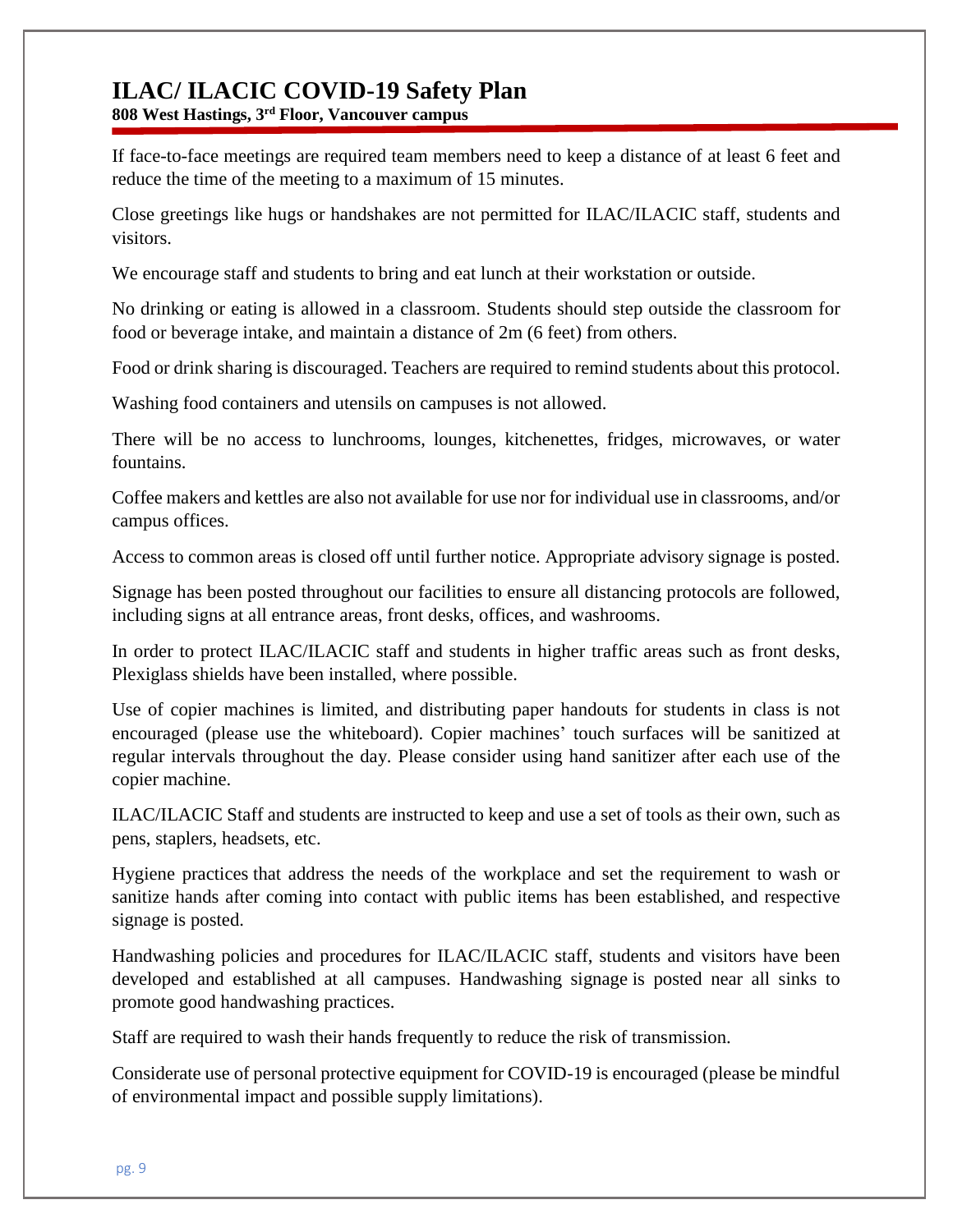If face-to-face meetings are required team members need to keep a distance of at least 6 feet and reduce the time of the meeting to a maximum of 15 minutes.

Close greetings like hugs or handshakes are not permitted for ILAC/ILACIC staff, students and visitors.

We encourage staff and students to bring and eat lunch at their workstation or outside.

No drinking or eating is allowed in a classroom. Students should step outside the classroom for food or beverage intake, and maintain a distance of 2m (6 feet) from others.

Food or drink sharing is discouraged. Teachers are required to remind students about this protocol.

Washing food containers and utensils on campuses is not allowed.

There will be no access to lunchrooms, lounges, kitchenettes, fridges, microwaves, or water fountains.

Coffee makers and kettles are also not available for use nor for individual use in classrooms, and/or campus offices.

Access to common areas is closed off until further notice. Appropriate advisory signage is posted.

Signage has been posted throughout our facilities to ensure all distancing protocols are followed, including signs at all entrance areas, front desks, offices, and washrooms.

In order to protect ILAC/ILACIC staff and students in higher traffic areas such as front desks, Plexiglass shields have been installed, where possible.

Use of copier machines is limited, and distributing paper handouts for students in class is not encouraged (please use the whiteboard). Copier machines' touch surfaces will be sanitized at regular intervals throughout the day. Please consider using hand sanitizer after each use of the copier machine.

ILAC/ILACIC Staff and students are instructed to keep and use a set of tools as their own, such as pens, staplers, headsets, etc.

Hygiene practices that address the needs of the workplace and set the requirement to wash or sanitize hands after coming into contact with public items has been established, and respective signage is posted.

Handwashing policies and procedures for ILAC/ILACIC staff, students and visitors have been developed and established at all campuses. Handwashing signage is posted near all sinks to promote good handwashing practices.

Staff are required to wash their hands frequently to reduce the risk of transmission.

Considerate use of personal protective equipment for COVID-19 is encouraged (please be mindful of environmental impact and possible supply limitations).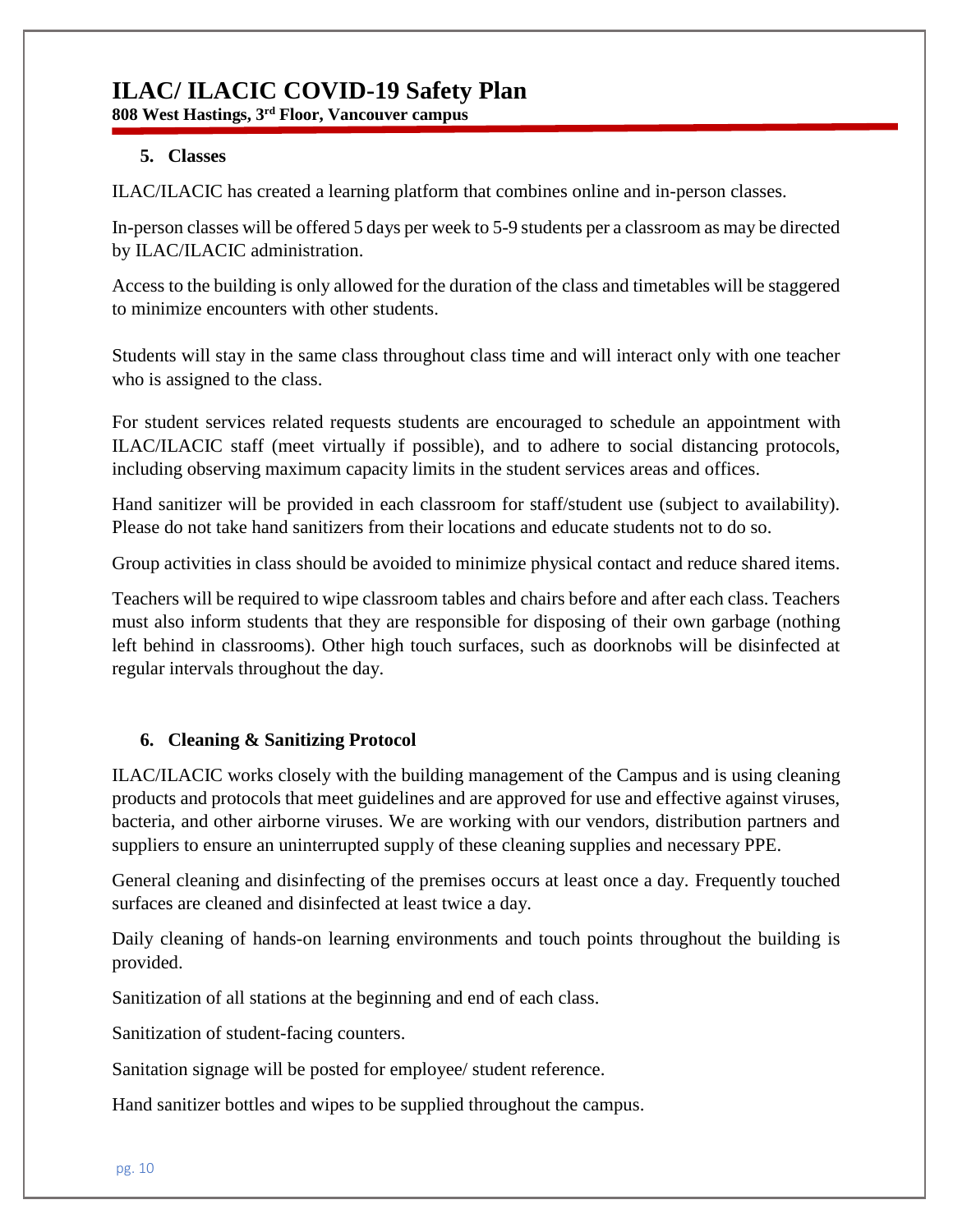## 5. Classes

ILAC/ILACIC has created a learning platform that combines online and in-person classes.

In-person classes will be offered 5 days per week to 5-9 students per a classroom as may be directed by ILAC/ILACIC administration.

Access to the building is only allowed for the duration of the class and timetables will be staggered to minimize encounters with other students.

Students will stay in the same class throughout class time and will interact only with one teacher who is assigned to the class.

For student services related requests students are encouraged to schedule an appointment with ILAC/ILACIC staff (meet virtually if possible), and to adhere to social distancing protocols, including observing maximum capacity limits in the student services areas and offices.

Hand sanitizer will be provided in each classroom for staff/student use (subject to availability). Please do not take hand sanitizers from their locations and educate students not to do so.

Group activities in class should be avoided to minimize physical contact and reduce shared items.

Teachers will be required to wipe classroom tables and chairs before and after each class. Teachers must also inform students that they are responsible for disposing of their own garbage (nothing left behind in classrooms). Other high touch surfaces, such as doorknobs will be disinfected at regular intervals throughout the day.

## 6. Cleaning & Sanitizing Protocol

ILAC/ILACIC works closely with the building management of the Campus and is using cleaning products and protocols that meet guidelines and are approved for use and effective against viruses, bacteria, and other airborne viruses. We are working with our vendors, distribution partners and suppliers to ensure an uninterrupted supply of these cleaning supplies and necessary PPE.

General cleaning and disinfecting of the premises occurs at least once a day. Frequently touched surfaces are cleaned and disinfected at least twice a day.

Daily cleaning of hands-on learning environments and touch points throughout the building is provided.

Sanitization of all stations at the beginning and end of each class.

Sanitization of student-facing counters.

Sanitation signage will be posted for employee/ student reference.

Hand sanitizer bottles and wipes to be supplied throughout the campus.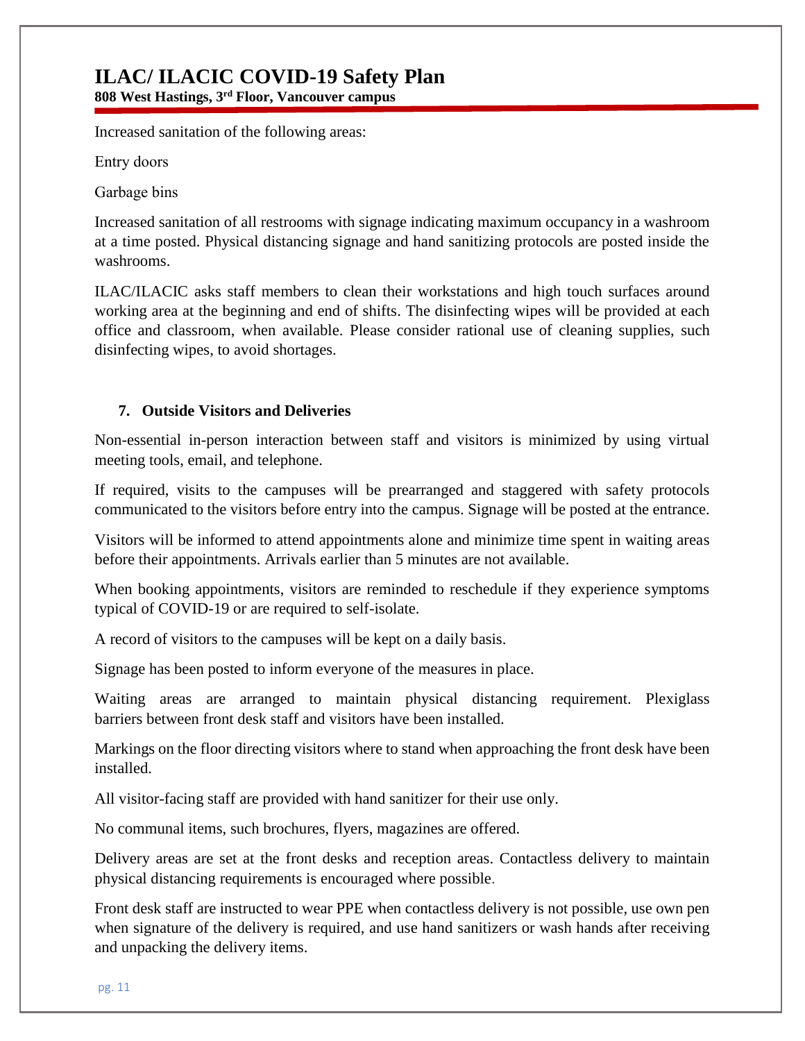Increased sanitation of the following areas:

Entry doors

Garbage bins

Increased sanitation of all restrooms with signage indicating maximum occupancy in a washroom at a time posted. Physical distancing signage and hand sanitizing protocols are posted inside the washrooms.

ILAC/ILACIC asks staff members to clean their workstations and high touch surfaces around working area at the beginning and end of shifts. The disinfecting wipes will be provided at each office and classroom, when available. Please consider rational use of cleaning supplies, such disinfecting wipes, to avoid shortages.

## 7. Outside Visitors and Deliveries

Non-essential in-person interaction between staff and visitors is minimized by using virtual meeting tools, email, and telephone.

If required, visits to the campuses will be prearranged and staggered with safety protocols communicated to the visitors before entry into the campus. Signage will be posted at the entrance.

Visitors will be informed to attend appointments alone and minimize time spent in waiting areas before their appointments. Arrivals earlier than 5 minutes are not available.

When booking appointments, visitors are reminded to reschedule if they experience symptoms typical of COVID-19 or are required to self-isolate.

A record of visitors to the campuses will be kept on a daily basis.

Signage has been posted to inform everyone of the measures in place.

Waiting areas are arranged to maintain physical distancing requirement. Plexiglass barriers between front desk staff and visitors have been installed.

Markings on the floor directing visitors where to stand when approaching the front desk have been installed.

All visitor-facing staff are provided with hand sanitizer for their use only.

No communal items, such brochures, flyers, magazines are offered.

Delivery areas are set at the front desks and reception areas. Contactless delivery to maintain physical distancing requirements is encouraged where possible.

Front desk staff are instructed to wear PPE when contactless delivery is not possible, use own pen when signature of the delivery is required, and use hand sanitizers or wash hands after receiving and unpacking the delivery items.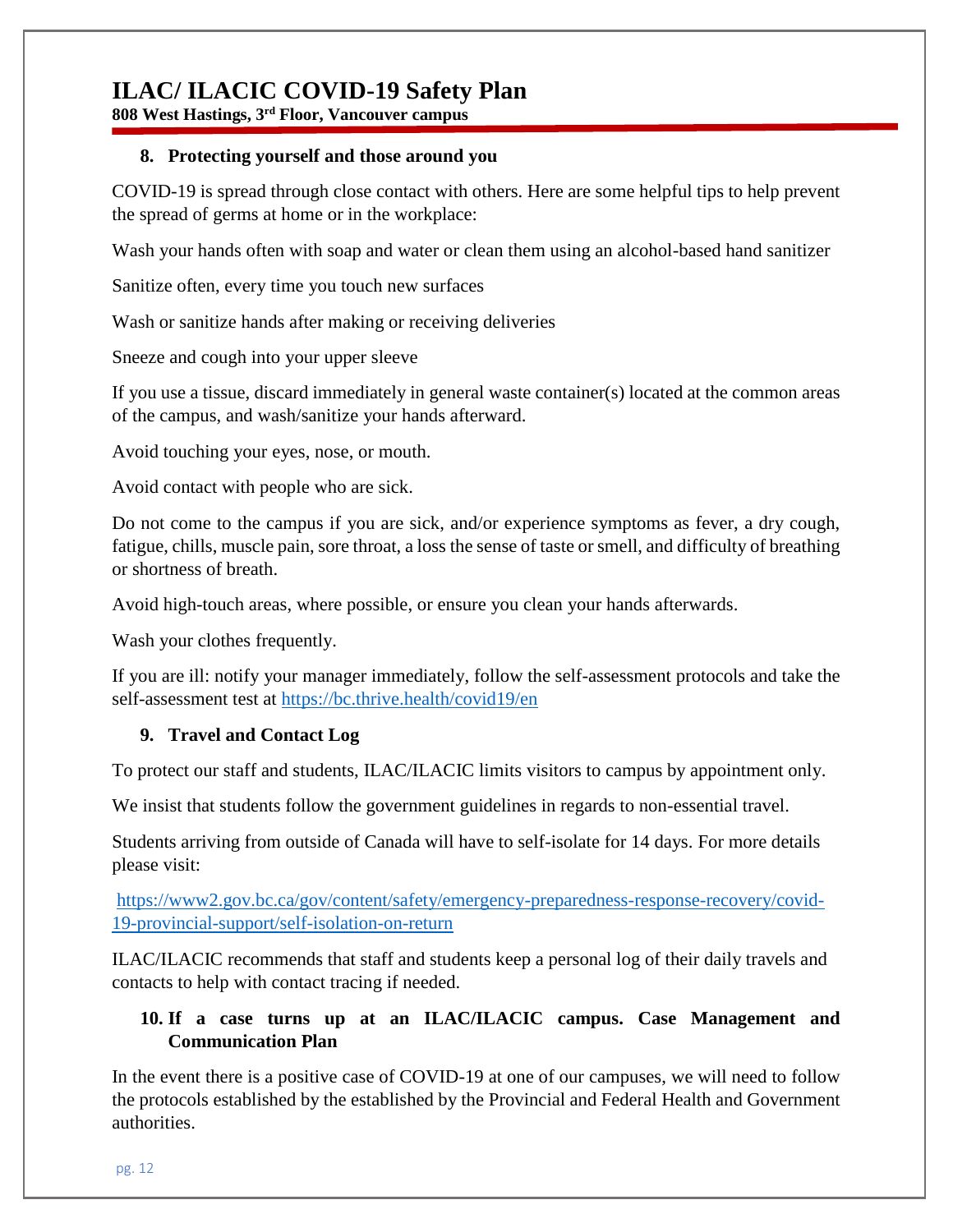## 8. Protecting yourself and those around you

COVID-19 is spread through close contact with others. Here are some helpful tips to help prevent the spread of germs at home or in the workplace:

Wash your hands often with soap and water or clean them using an alcohol-based hand sanitizer

Sanitize often, every time you touch new surfaces

Wash or sanitize hands after making or receiving deliveries

Sneeze and cough into your upper sleeve

If you use a tissue, discard immediately in general waste container(s) located at the common areas of the campus, and wash/sanitize your hands afterward.

Avoid touching your eyes, nose, or mouth.

Avoid contact with people who are sick.

Do not come to the campus if you are sick, and/or experience symptoms as fever, a dry cough, fatigue, chills, muscle pain, sore throat, a loss the sense of taste or smell, and difficulty of breathing or shortness of breath.

Avoid high-touch areas, where possible, or ensure you clean your hands afterwards.

Wash your clothes frequently.

If you are ill: notify your manager immediately, follow the self-assessment protocols and take the self-assessment test at [https://bc.thrive.health/covid19/en](https://bc.thrive.health/covid19/en)

## 9. Travel and Contact Log

To protect our staff and students, ILAC/ILACIC limits visitors to campus by appointment only.

We insist that students follow the government guidelines in regards to non-essential travel.

Students arriving from outside of Canada will have to self-isolate for 14 days. For more details please visit:

[https://www2.gov.bc.ca/gov/content/safety/emergency-preparedness-response-recovery/covid-19-provincial-support/self-isolation-on-return](https://www2.gov.bc.ca/gov/content/safety/emergency-preparedness-response-recovery/covid-19-provincial-support/self-isolation-on-return)

ILAC/ILACIC recommends that staff and students keep a personal log of their daily travels and contacts to help with contact tracing if needed.

## 10. If a case turns up at an ILAC/ILACIC campus. Case Management and Communication Plan

In the event there is a positive case of COVID-19 at one of our campuses, we will need to follow the protocols established by the established by the Provincial and Federal Health and Government authorities.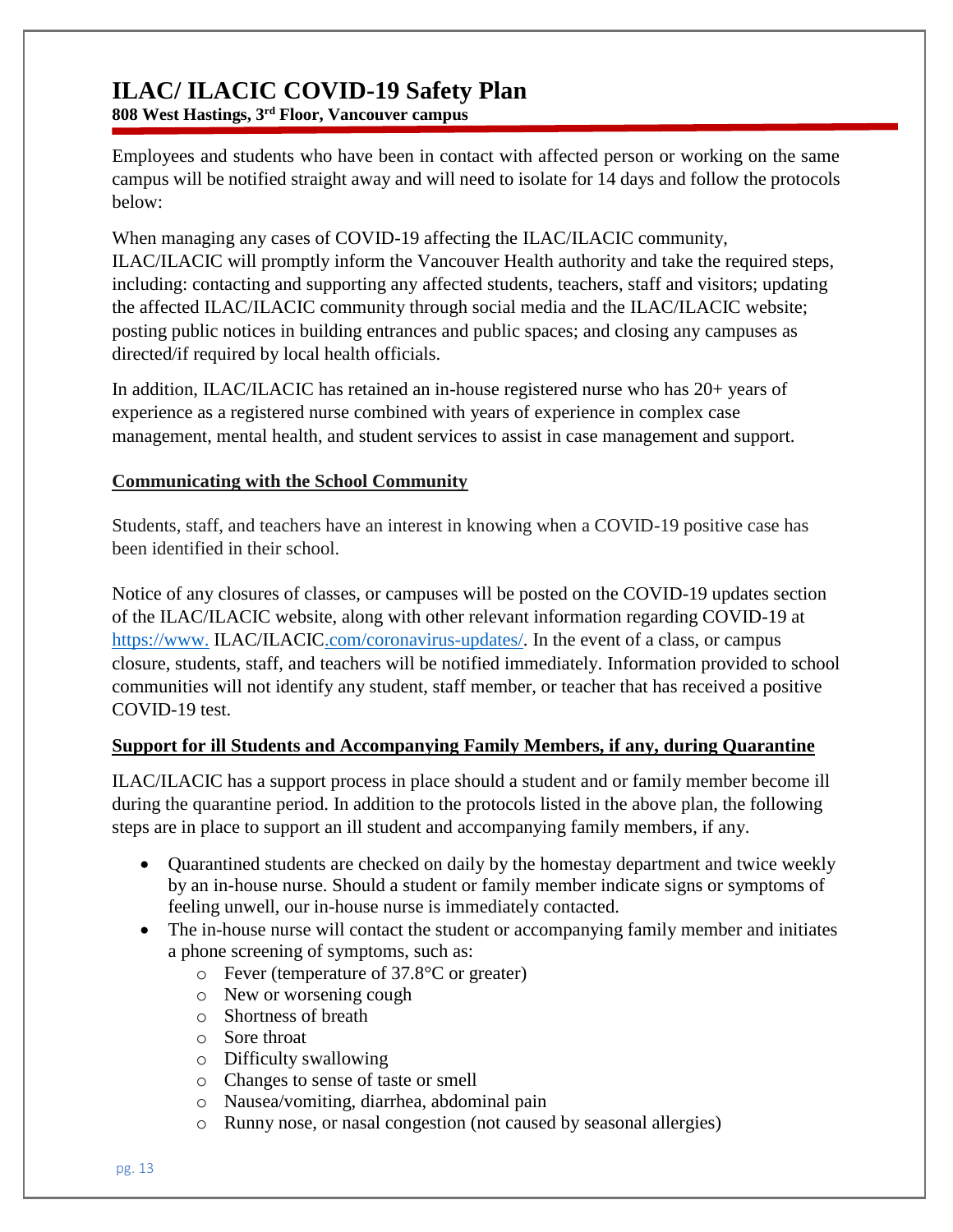# ILAC/ ILACIC COVID-19 Safety Plan

**808 West Hastings, 3rd Floor, Vancouver campus**

Employees and students who have been in contact with affected person or working on the same campus will be notified straight away and will need to isolate for 14 days and follow the protocols below:

When managing any cases of COVID-19 affecting the ILAC/ILACIC community, ILAC/ILACIC will promptly inform the Vancouver Health authority and take the required steps, including: contacting and supporting any affected students, teachers, staff and visitors; updating the affected ILAC/ILACIC community through social media and the ILAC/ILACIC website; posting public notices in building entrances and public spaces; and closing any campuses as directed/if required by local health officials.

In addition, ILAC/ILACIC has retained an in-house registered nurse who has 20+ years of experience as a registered nurse combined with years of experience in complex case management, mental health, and student services to assist in case management and support.

## Communicating with the School Community

Students, staff, and teachers have an interest in knowing when a COVID-19 positive case has been identified in their school.

Notice of any closures of classes, or campuses will be posted on the COVID-19 updates section of the ILAC/ILACIC website, along with other relevant information regarding COVID-19 at https://www. ILAC/ILACIC.com/coronavirus-updates/. In the event of a class, or campus closure, students, staff, and teachers will be notified immediately. Information provided to school communities will not identify any student, staff member, or teacher that has received a positive COVID-19 test.

## Support for ill Students and Accompanying Family Members, if any, during Quarantine

ILAC/ILACIC has a support process in place should a student and or family member become ill during the quarantine period. In addition to the protocols listed in the above plan, the following steps are in place to support an ill student and accompanying family members, if any.

- Quarantined students are checked on daily by the homestay department and twice weekly by an in-house nurse. Should a student or family member indicate signs or symptoms of feeling unwell, our in-house nurse is immediately contacted.
- The in-house nurse will contact the student or accompanying family member and initiates a phone screening of symptoms, such as:
  - Fever (temperature of 37.8°C or greater)
  - New or worsening cough
  - Shortness of breath
  - Sore throat
  - Difficulty swallowing
  - Changes to sense of taste or smell
  - Nausea/vomiting, diarrhea, abdominal pain
  - Runny nose, or nasal congestion (not caused by seasonal allergies)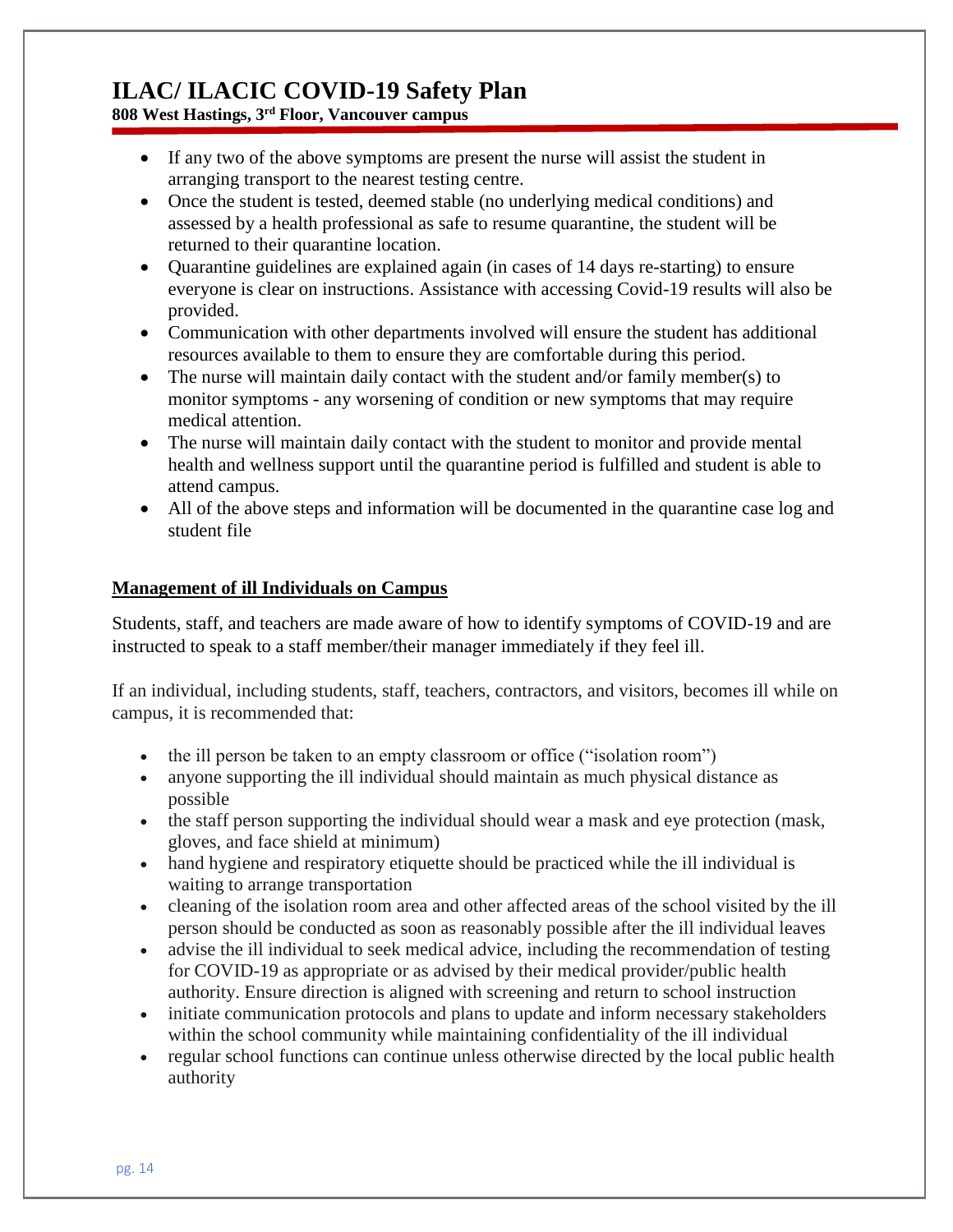- If any two of the above symptoms are present the nurse will assist the student in arranging transport to the nearest testing centre.
- Once the student is tested, deemed stable (no underlying medical conditions) and assessed by a health professional as safe to resume quarantine, the student will be returned to their quarantine location.
- Quarantine guidelines are explained again (in cases of 14 days re-starting) to ensure everyone is clear on instructions. Assistance with accessing Covid-19 results will also be provided.
- Communication with other departments involved will ensure the student has additional resources available to them to ensure they are comfortable during this period.
- The nurse will maintain daily contact with the student and/or family member(s) to monitor symptoms - any worsening of condition or new symptoms that may require medical attention.
- The nurse will maintain daily contact with the student to monitor and provide mental health and wellness support until the quarantine period is fulfilled and student is able to attend campus.
- All of the above steps and information will be documented in the quarantine case log and student file

## Management of ill Individuals on Campus

Students, staff, and teachers are made aware of how to identify symptoms of COVID-19 and are instructed to speak to a staff member/their manager immediately if they feel ill.

If an individual, including students, staff, teachers, contractors, and visitors, becomes ill while on campus, it is recommended that:

- the ill person be taken to an empty classroom or office ("isolation room")
- anyone supporting the ill individual should maintain as much physical distance as possible
- the staff person supporting the individual should wear a mask and eye protection (mask, gloves, and face shield at minimum)
- hand hygiene and respiratory etiquette should be practiced while the ill individual is waiting to arrange transportation
- cleaning of the isolation room area and other affected areas of the school visited by the ill person should be conducted as soon as reasonably possible after the ill individual leaves
- advise the ill individual to seek medical advice, including the recommendation of testing for COVID-19 as appropriate or as advised by their medical provider/public health authority. Ensure direction is aligned with screening and return to school instruction
- initiate communication protocols and plans to update and inform necessary stakeholders within the school community while maintaining confidentiality of the ill individual
- regular school functions can continue unless otherwise directed by the local public health authority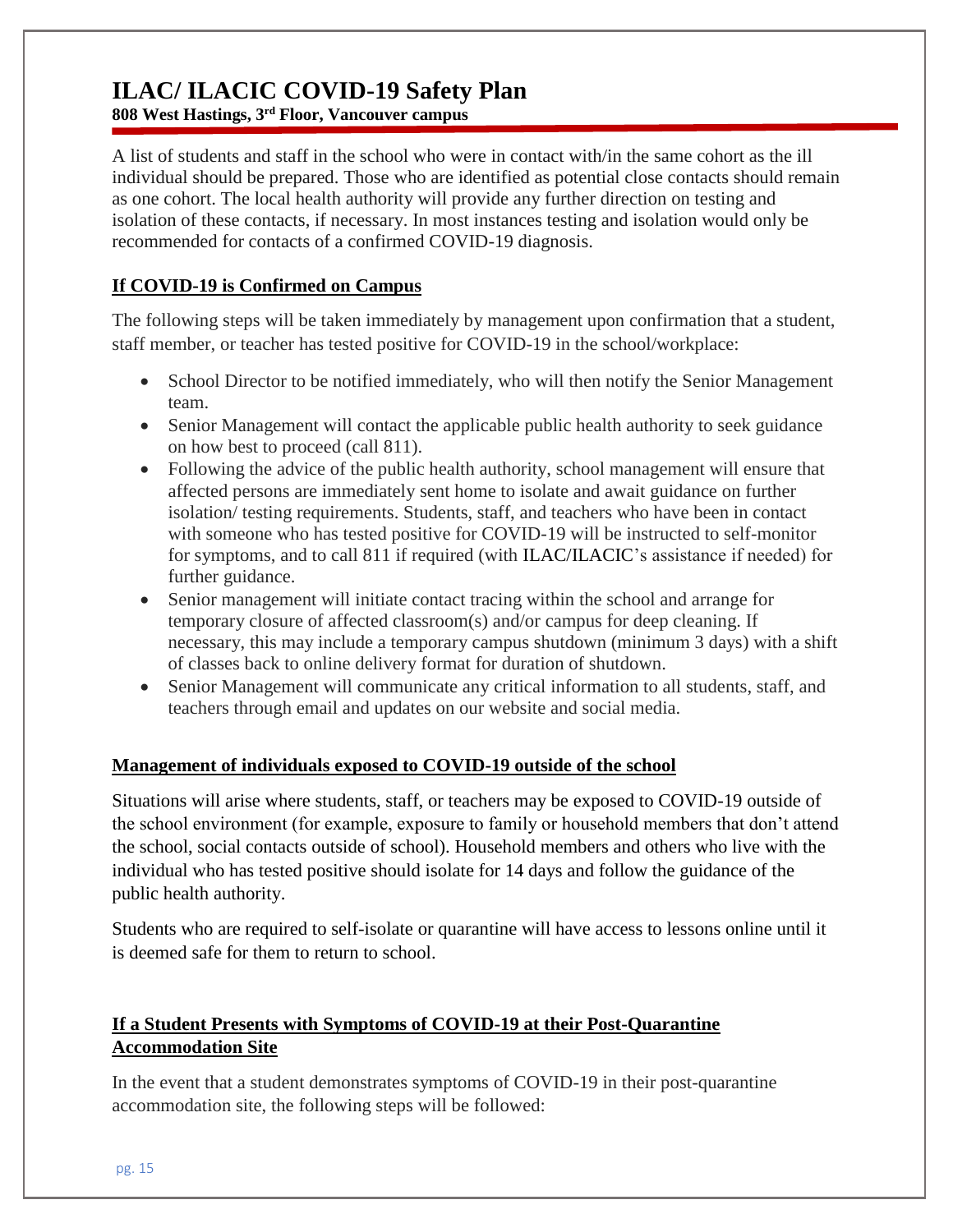A list of students and staff in the school who were in contact with/in the same cohort as the ill individual should be prepared. Those who are identified as potential close contacts should remain as one cohort. The local health authority will provide any further direction on testing and isolation of these contacts, if necessary. In most instances testing and isolation would only be recommended for contacts of a confirmed COVID-19 diagnosis.

## If COVID-19 is Confirmed on Campus

The following steps will be taken immediately by management upon confirmation that a student, staff member, or teacher has tested positive for COVID-19 in the school/workplace:

- School Director to be notified immediately, who will then notify the Senior Management team.
- Senior Management will contact the applicable public health authority to seek guidance on how best to proceed (call 811).
- Following the advice of the public health authority, school management will ensure that affected persons are immediately sent home to isolate and await guidance on further isolation/ testing requirements. Students, staff, and teachers who have been in contact with someone who has tested positive for COVID-19 will be instructed to self-monitor for symptoms, and to call 811 if required (with ILAC/ILACIC's assistance if needed) for further guidance.
- Senior management will initiate contact tracing within the school and arrange for temporary closure of affected classroom(s) and/or campus for deep cleaning. If necessary, this may include a temporary campus shutdown (minimum 3 days) with a shift of classes back to online delivery format for duration of shutdown.
- Senior Management will communicate any critical information to all students, staff, and teachers through email and updates on our website and social media.

## Management of individuals exposed to COVID-19 outside of the school

Situations will arise where students, staff, or teachers may be exposed to COVID-19 outside of the school environment (for example, exposure to family or household members that don't attend the school, social contacts outside of school). Household members and others who live with the individual who has tested positive should isolate for 14 days and follow the guidance of the public health authority.

Students who are required to self-isolate or quarantine will have access to lessons online until it is deemed safe for them to return to school.

## If a Student Presents with Symptoms of COVID-19 at their Post-Quarantine Accommodation Site

In the event that a student demonstrates symptoms of COVID-19 in their post-quarantine accommodation site, the following steps will be followed: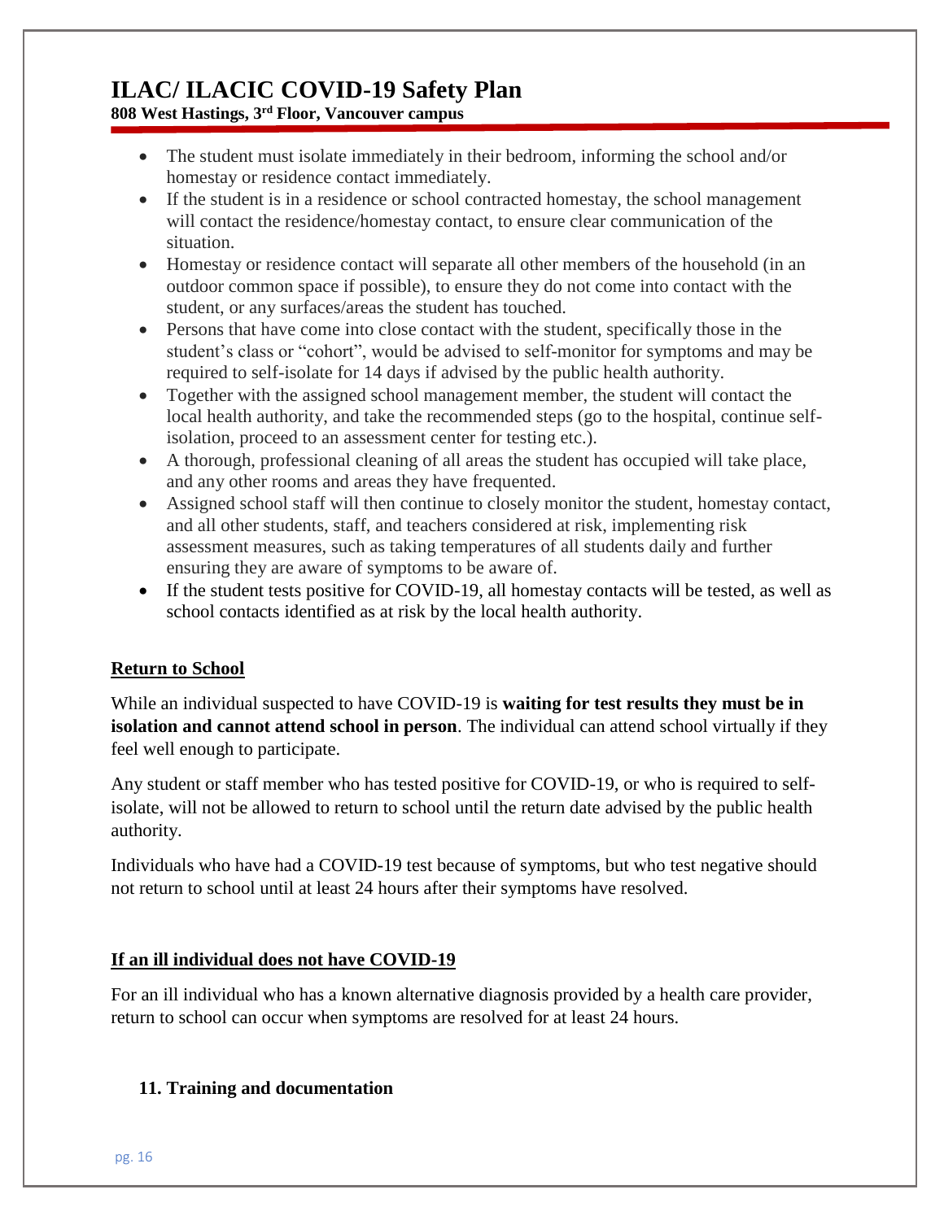- The student must isolate immediately in their bedroom, informing the school and/or homestay or residence contact immediately.
- If the student is in a residence or school contracted homestay, the school management will contact the residence/homestay contact, to ensure clear communication of the situation.
- Homestay or residence contact will separate all other members of the household (in an outdoor common space if possible), to ensure they do not come into contact with the student, or any surfaces/areas the student has touched.
- Persons that have come into close contact with the student, specifically those in the student's class or "cohort", would be advised to self-monitor for symptoms and may be required to self-isolate for 14 days if advised by the public health authority.
- Together with the assigned school management member, the student will contact the local health authority, and take the recommended steps (go to the hospital, continue self-isolation, proceed to an assessment center for testing etc.).
- A thorough, professional cleaning of all areas the student has occupied will take place, and any other rooms and areas they have frequented.
- Assigned school staff will then continue to closely monitor the student, homestay contact, and all other students, staff, and teachers considered at risk, implementing risk assessment measures, such as taking temperatures of all students daily and further ensuring they are aware of symptoms to be aware of.
- If the student tests positive for COVID-19, all homestay contacts will be tested, as well as school contacts identified as at risk by the local health authority.

**Return to School**

While an individual suspected to have COVID-19 is **waiting for test results they must be in isolation and cannot attend school in person**. The individual can attend school virtually if they feel well enough to participate.

Any student or staff member who has tested positive for COVID-19, or who is required to self-isolate, will not be allowed to return to school until the return date advised by the public health authority.

Individuals who have had a COVID-19 test because of symptoms, but who test negative should not return to school until at least 24 hours after their symptoms have resolved.

**If an ill individual does not have COVID-19**

For an ill individual who has a known alternative diagnosis provided by a health care provider, return to school can occur when symptoms are resolved for at least 24 hours.

## 11. Training and documentation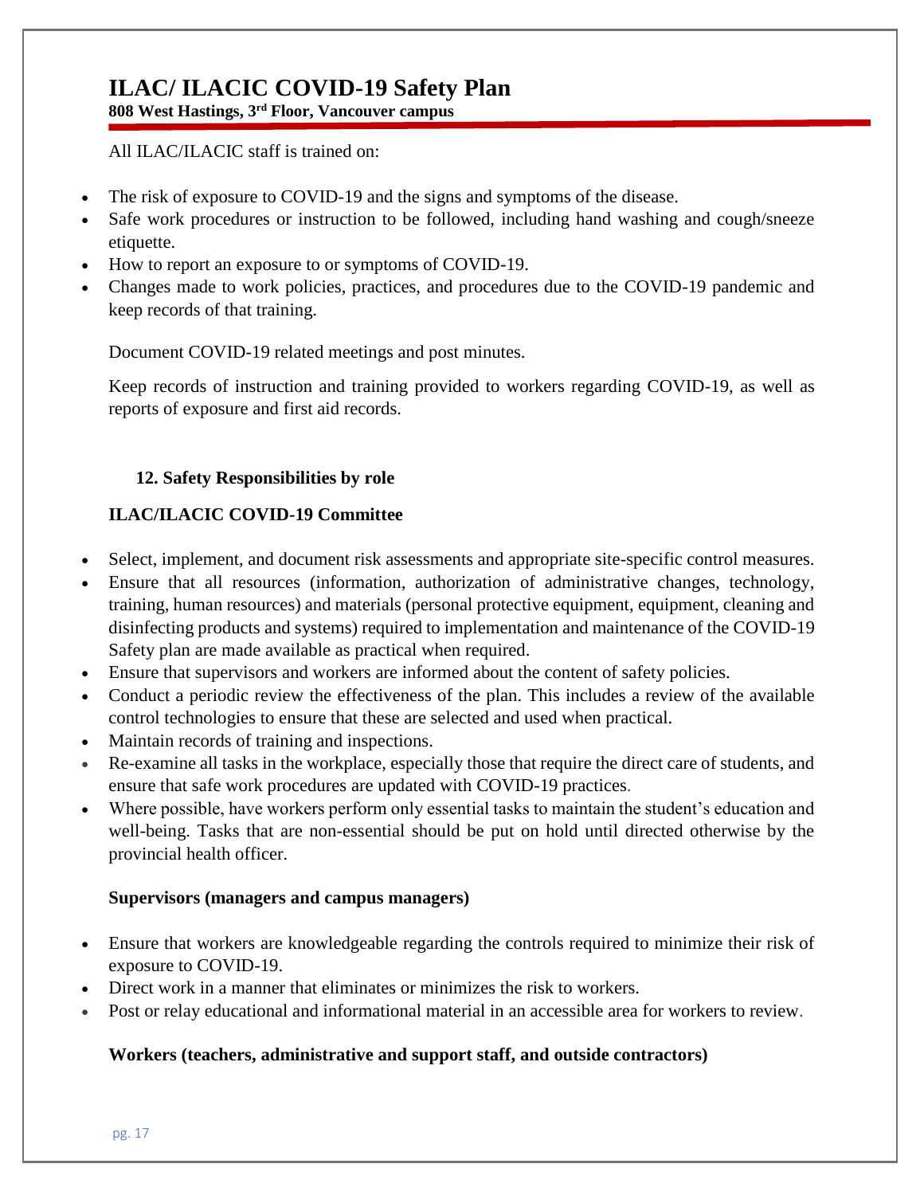All ILAC/ILACIC staff is trained on:

- The risk of exposure to COVID-19 and the signs and symptoms of the disease.
- Safe work procedures or instruction to be followed, including hand washing and cough/sneeze etiquette.
- How to report an exposure to or symptoms of COVID-19.
- Changes made to work policies, practices, and procedures due to the COVID-19 pandemic and keep records of that training.

Document COVID-19 related meetings and post minutes.

Keep records of instruction and training provided to workers regarding COVID-19, as well as reports of exposure and first aid records.

## 12. Safety Responsibilities by role

### ILAC/ILACIC COVID-19 Committee

- Select, implement, and document risk assessments and appropriate site-specific control measures.
- Ensure that all resources (information, authorization of administrative changes, technology, training, human resources) and materials (personal protective equipment, equipment, cleaning and disinfecting products and systems) required to implementation and maintenance of the COVID-19 Safety plan are made available as practical when required.
- Ensure that supervisors and workers are informed about the content of safety policies.
- Conduct a periodic review the effectiveness of the plan. This includes a review of the available control technologies to ensure that these are selected and used when practical.
- Maintain records of training and inspections.
- Re-examine all tasks in the workplace, especially those that require the direct care of students, and ensure that safe work procedures are updated with COVID-19 practices.
- Where possible, have workers perform only essential tasks to maintain the student's education and well-being. Tasks that are non-essential should be put on hold until directed otherwise by the provincial health officer.

### Supervisors (managers and campus managers)

- Ensure that workers are knowledgeable regarding the controls required to minimize their risk of exposure to COVID-19.
- Direct work in a manner that eliminates or minimizes the risk to workers.
- Post or relay educational and informational material in an accessible area for workers to review.

### Workers (teachers, administrative and support staff, and outside contractors)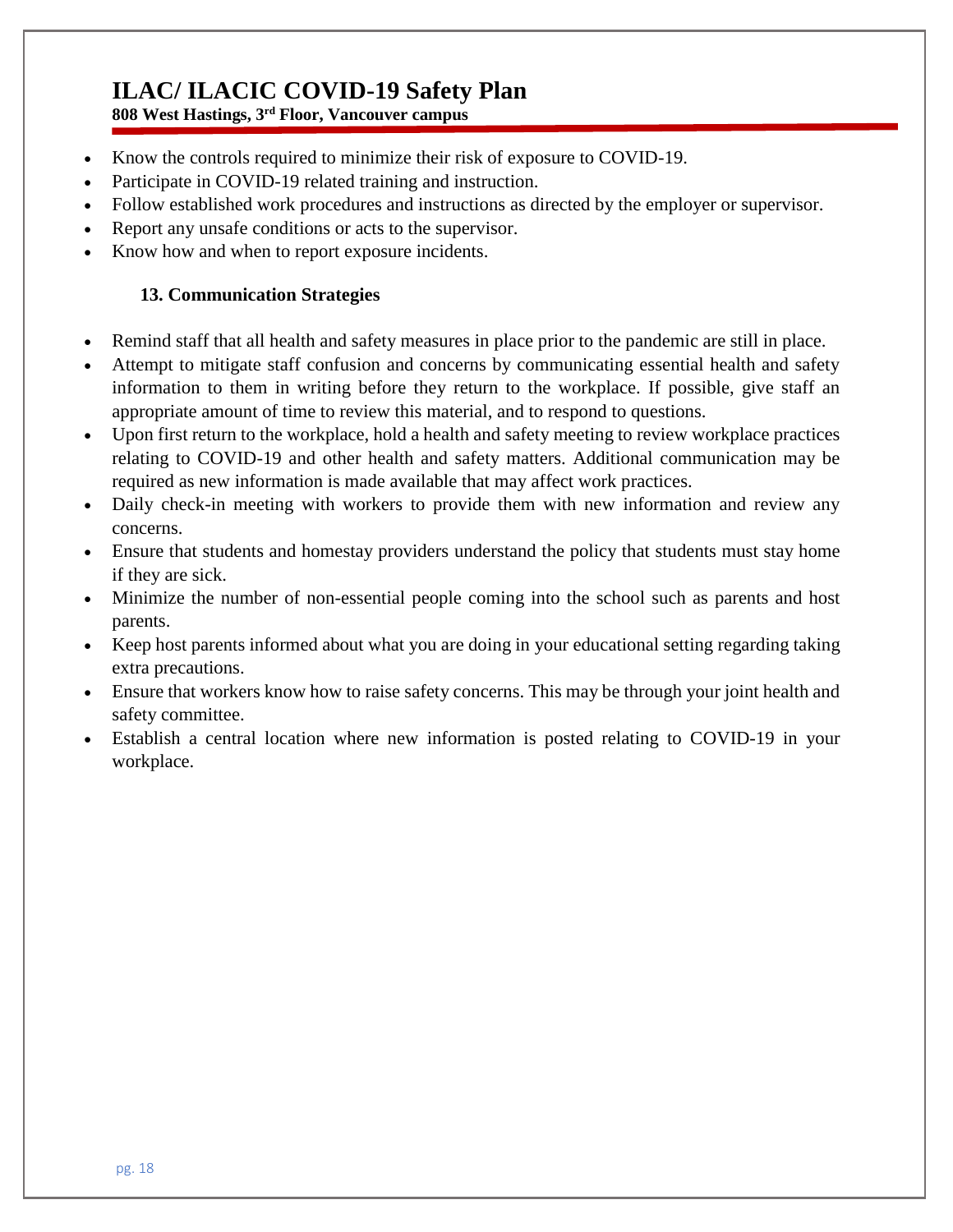- Know the controls required to minimize their risk of exposure to COVID-19.
- Participate in COVID-19 related training and instruction.
- Follow established work procedures and instructions as directed by the employer or supervisor.
- Report any unsafe conditions or acts to the supervisor.
- Know how and when to report exposure incidents.

### 13. Communication Strategies

- Remind staff that all health and safety measures in place prior to the pandemic are still in place.
- Attempt to mitigate staff confusion and concerns by communicating essential health and safety information to them in writing before they return to the workplace. If possible, give staff an appropriate amount of time to review this material, and to respond to questions.
- Upon first return to the workplace, hold a health and safety meeting to review workplace practices relating to COVID-19 and other health and safety matters. Additional communication may be required as new information is made available that may affect work practices.
- Daily check-in meeting with workers to provide them with new information and review any concerns.
- Ensure that students and homestay providers understand the policy that students must stay home if they are sick.
- Minimize the number of non-essential people coming into the school such as parents and host parents.
- Keep host parents informed about what you are doing in your educational setting regarding taking extra precautions.
- Ensure that workers know how to raise safety concerns. This may be through your joint health and safety committee.
- Establish a central location where new information is posted relating to COVID-19 in your workplace.